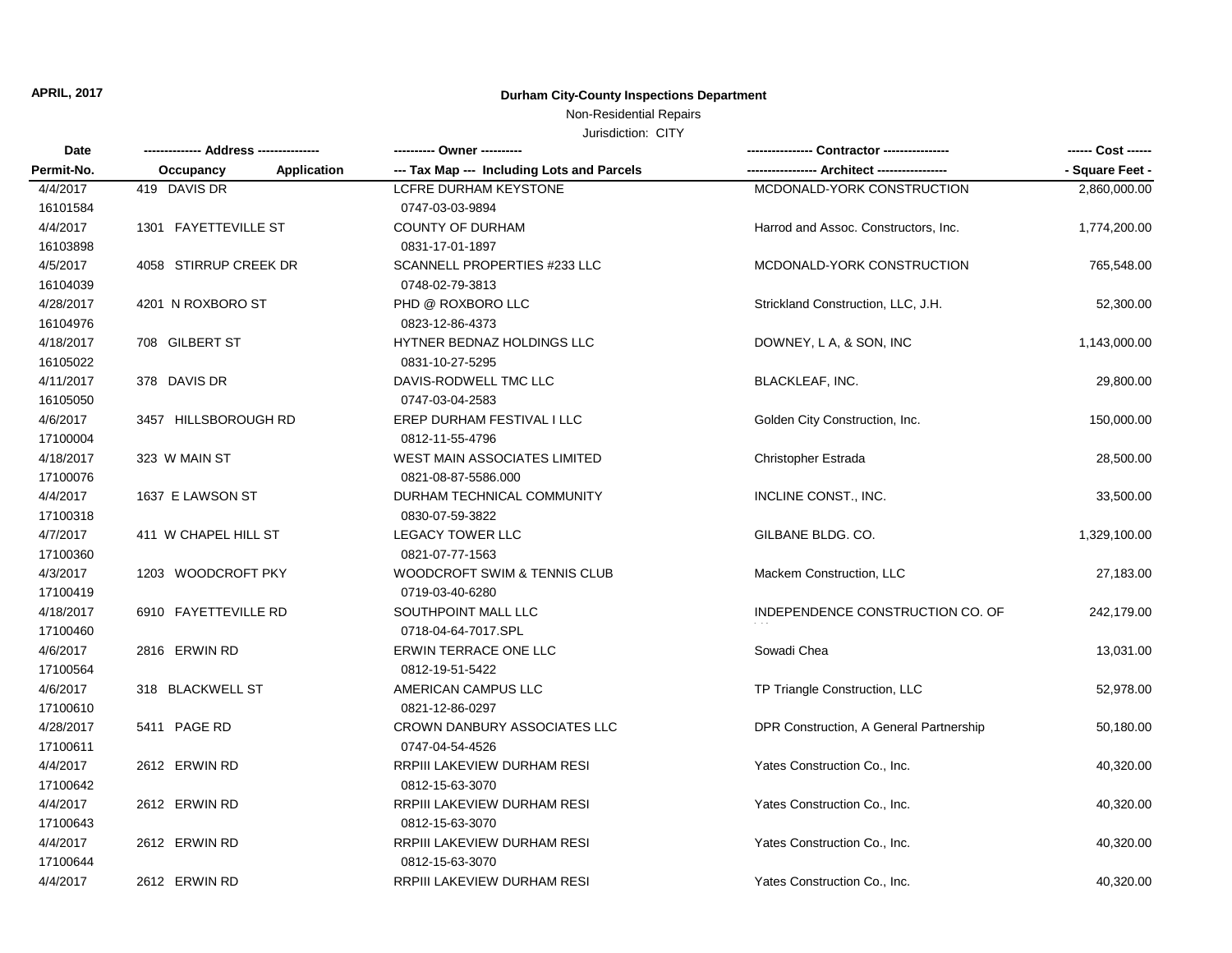**APRIL, 2017**

## Durham City-County Inspections Department

Non-Residential Repairs

Jurisdiction: CITY

| Date<br>Permit-No. | Address<br>Occupancy Application | Owner<br>Tax Map --- Including Lots and Parcels | Contractor<br>Architect | Cost<br>Square Feet |
|---|---|---|---|---|
| 4/4/2017<br>16101584 | 419 DAVIS DR | LCFRE DURHAM KEYSTONE<br>0747-03-03-9894 | MCDONALD-YORK CONSTRUCTION | 2,860,000.00 |
| 4/4/2017<br>16103898 | 1301 FAYETTEVILLE ST | COUNTY OF DURHAM<br>0831-17-01-1897 | Harrod and Assoc. Constructors, Inc. | 1,774,200.00 |
| 4/5/2017<br>16104039 | 4058 STIRRUP CREEK DR | SCANNELL PROPERTIES #233 LLC<br>0748-02-79-3813 | MCDONALD-YORK CONSTRUCTION | 765,548.00 |
| 4/28/2017<br>16104976 | 4201 N ROXBORO ST | PHD @ ROXBORO LLC<br>0823-12-86-4373 | Strickland Construction, LLC, J.H. | 52,300.00 |
| 4/18/2017<br>16105022 | 708 GILBERT ST | HYTNER BEDNAZ HOLDINGS LLC<br>0831-10-27-5295 | DOWNEY, L A, & SON, INC | 1,143,000.00 |
| 4/11/2017<br>16105050 | 378 DAVIS DR | DAVIS-RODWELL TMC LLC<br>0747-03-04-2583 | BLACKLEAF, INC. | 29,800.00 |
| 4/6/2017<br>17100004 | 3457 HILLSBOROUGH RD | EREP DURHAM FESTIVAL I LLC<br>0812-11-55-4796 | Golden City Construction, Inc. | 150,000.00 |
| 4/18/2017<br>17100076 | 323 W MAIN ST | WEST MAIN ASSOCIATES LIMITED<br>0821-08-87-5586.000 | Christopher Estrada | 28,500.00 |
| 4/4/2017<br>17100318 | 1637 E LAWSON ST | DURHAM TECHNICAL COMMUNITY<br>0830-07-59-3822 | INCLINE CONST., INC. | 33,500.00 |
| 4/7/2017<br>17100360 | 411 W CHAPEL HILL ST | LEGACY TOWER LLC<br>0821-07-77-1563 | GILBANE BLDG. CO. | 1,329,100.00 |
| 4/3/2017<br>17100419 | 1203 WOODCROFT PKY | WOODCROFT SWIM & TENNIS CLUB<br>0719-03-40-6280 | Mackem Construction, LLC | 27,183.00 |
| 4/18/2017<br>17100460 | 6910 FAYETTEVILLE RD | SOUTHPOINT MALL LLC<br>0718-04-64-7017.SPL | INDEPENDENCE CONSTRUCTION CO. OF | 242,179.00 |
| 4/6/2017<br>17100564 | 2816 ERWIN RD | ERWIN TERRACE ONE LLC<br>0812-19-51-5422 | Sowadi Chea | 13,031.00 |
| 4/6/2017<br>17100610 | 318 BLACKWELL ST | AMERICAN CAMPUS LLC<br>0821-12-86-0297 | TP Triangle Construction, LLC | 52,978.00 |
| 4/28/2017<br>17100611 | 5411 PAGE RD | CROWN DANBURY ASSOCIATES LLC<br>0747-04-54-4526 | DPR Construction, A General Partnership | 50,180.00 |
| 4/4/2017<br>17100642 | 2612 ERWIN RD | RRPIII LAKEVIEW DURHAM RESI<br>0812-15-63-3070 | Yates Construction Co., Inc. | 40,320.00 |
| 4/4/2017<br>17100643 | 2612 ERWIN RD | RRPIII LAKEVIEW DURHAM RESI<br>0812-15-63-3070 | Yates Construction Co., Inc. | 40,320.00 |
| 4/4/2017<br>17100644 | 2612 ERWIN RD | RRPIII LAKEVIEW DURHAM RESI<br>0812-15-63-3070 | Yates Construction Co., Inc. | 40,320.00 |
| 4/4/2017 | 2612 ERWIN RD | RRPIII LAKEVIEW DURHAM RESI | Yates Construction Co., Inc. | 40,320.00 |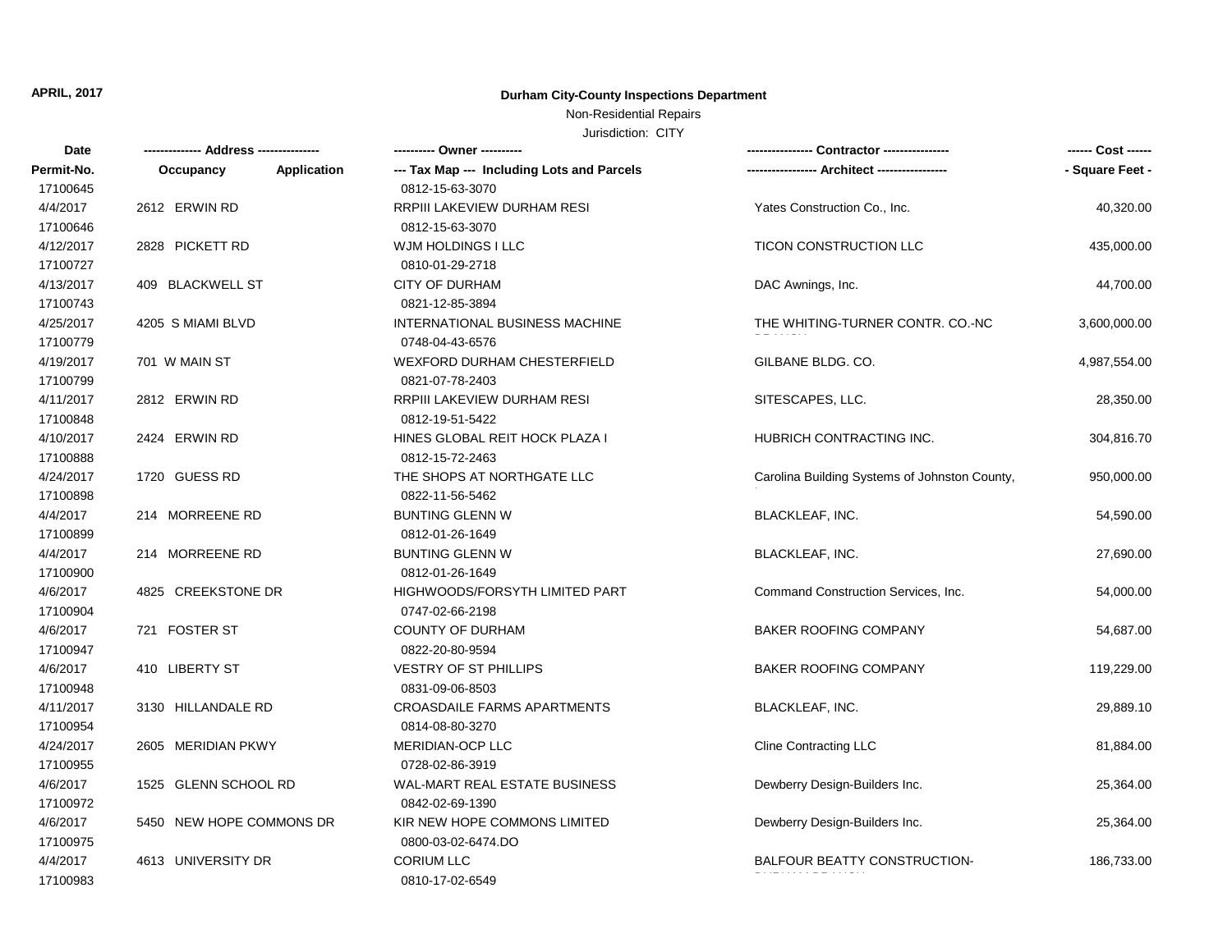**APRIL, 2017**

# Durham City-County Inspections Department

Non-Residential Repairs

Jurisdiction: CITY

| Date<br>Permit-No. | Address<br>Occupancy / Application | Owner<br>Tax Map --- Including Lots and Parcels | Contractor<br>Architect | Cost<br>Square Feet |
|---|---|---|---|---|
| 17100645 | | 0812-15-63-3070 | | |
| 4/4/2017 | 2612 ERWIN RD | RRPIII LAKEVIEW DURHAM RESI | Yates Construction Co., Inc. | 40,320.00 |
| 17100646 | | 0812-15-63-3070 | | |
| 4/12/2017 | 2828 PICKETT RD | WJM HOLDINGS I LLC | TICON CONSTRUCTION LLC | 435,000.00 |
| 17100727 | | 0810-01-29-2718 | | |
| 4/13/2017 | 409 BLACKWELL ST | CITY OF DURHAM | DAC Awnings, Inc. | 44,700.00 |
| 17100743 | | 0821-12-85-3894 | | |
| 4/25/2017 | 4205 S MIAMI BLVD | INTERNATIONAL BUSINESS MACHINE | THE WHITING-TURNER CONTR. CO.-NC | 3,600,000.00 |
| 17100779 | | 0748-04-43-6576 | | |
| 4/19/2017 | 701 W MAIN ST | WEXFORD DURHAM CHESTERFIELD | GILBANE BLDG. CO. | 4,987,554.00 |
| 17100799 | | 0821-07-78-2403 | | |
| 4/11/2017 | 2812 ERWIN RD | RRPIII LAKEVIEW DURHAM RESI | SITESCAPES, LLC. | 28,350.00 |
| 17100848 | | 0812-19-51-5422 | | |
| 4/10/2017 | 2424 ERWIN RD | HINES GLOBAL REIT HOCK PLAZA I | HUBRICH CONTRACTING INC. | 304,816.70 |
| 17100888 | | 0812-15-72-2463 | | |
| 4/24/2017 | 1720 GUESS RD | THE SHOPS AT NORTHGATE LLC | Carolina Building Systems of Johnston County, | 950,000.00 |
| 17100898 | | 0822-11-56-5462 | | |
| 4/4/2017 | 214 MORREENE RD | BUNTING GLENN W | BLACKLEAF, INC. | 54,590.00 |
| 17100899 | | 0812-01-26-1649 | | |
| 4/4/2017 | 214 MORREENE RD | BUNTING GLENN W | BLACKLEAF, INC. | 27,690.00 |
| 17100900 | | 0812-01-26-1649 | | |
| 4/6/2017 | 4825 CREEKSTONE DR | HIGHWOODS/FORSYTH LIMITED PART | Command Construction Services, Inc. | 54,000.00 |
| 17100904 | | 0747-02-66-2198 | | |
| 4/6/2017 | 721 FOSTER ST | COUNTY OF DURHAM | BAKER ROOFING COMPANY | 54,687.00 |
| 17100947 | | 0822-20-80-9594 | | |
| 4/6/2017 | 410 LIBERTY ST | VESTRY OF ST PHILLIPS | BAKER ROOFING COMPANY | 119,229.00 |
| 17100948 | | 0831-09-06-8503 | | |
| 4/11/2017 | 3130 HILLANDALE RD | CROASDAILE FARMS APARTMENTS | BLACKLEAF, INC. | 29,889.10 |
| 17100954 | | 0814-08-80-3270 | | |
| 4/24/2017 | 2605 MERIDIAN PKWY | MERIDIAN-OCP LLC | Cline Contracting LLC | 81,884.00 |
| 17100955 | | 0728-02-86-3919 | | |
| 4/6/2017 | 1525 GLENN SCHOOL RD | WAL-MART REAL ESTATE BUSINESS | Dewberry Design-Builders Inc. | 25,364.00 |
| 17100972 | | 0842-02-69-1390 | | |
| 4/6/2017 | 5450 NEW HOPE COMMONS DR | KIR NEW HOPE COMMONS LIMITED | Dewberry Design-Builders Inc. | 25,364.00 |
| 17100975 | | 0800-03-02-6474.DO | | |
| 4/4/2017 | 4613 UNIVERSITY DR | CORIUM LLC | BALFOUR BEATTY CONSTRUCTION- | 186,733.00 |
| 17100983 | | 0810-17-02-6549 | | |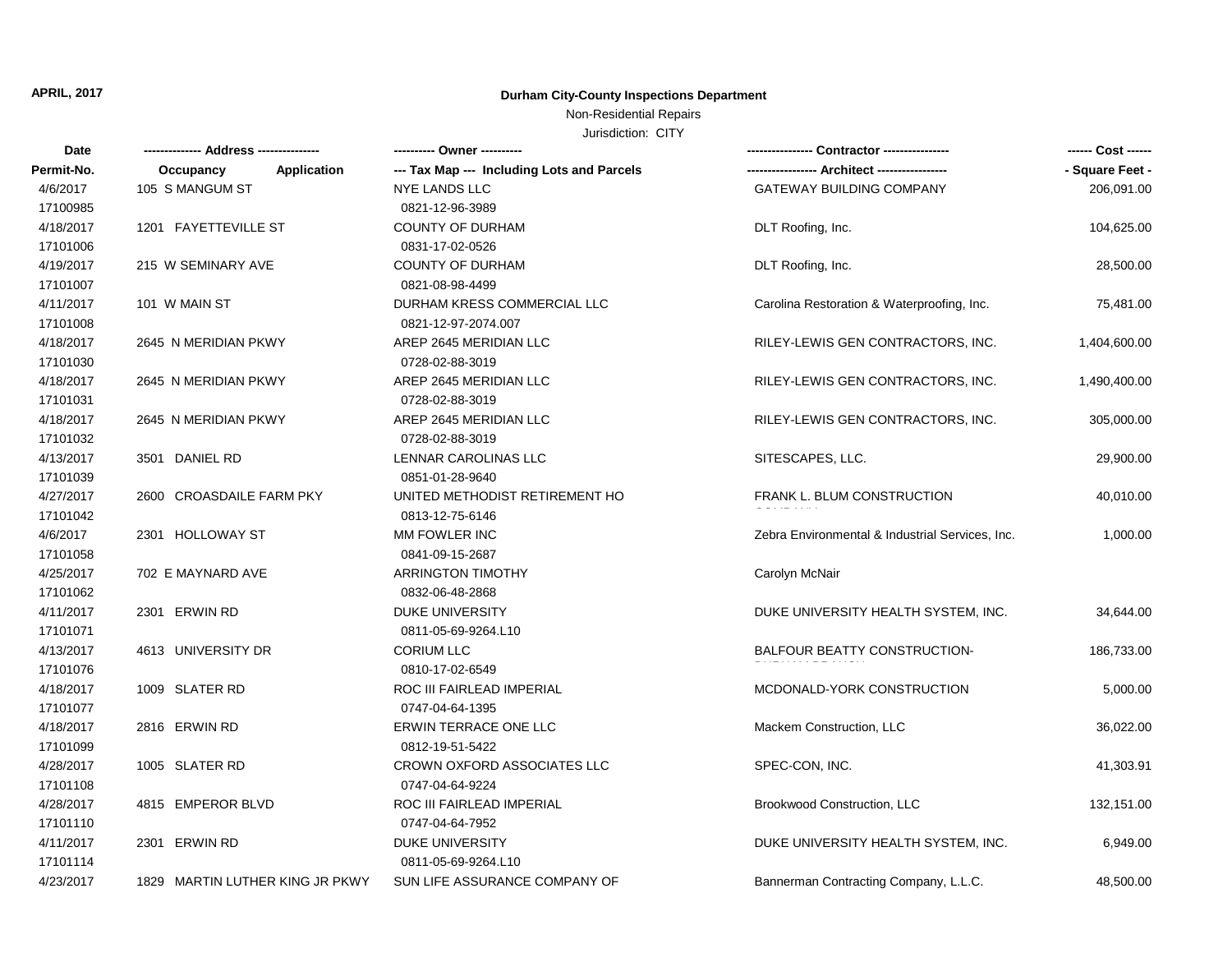**APRIL, 2017**

**Durham City-County Inspections Department**

Non-Residential Repairs

Jurisdiction: CITY

| Date<br>Permit-No. | -------------- Address --------------<br>Occupancy Application | ---------- Owner ----------<br>--- Tax Map --- Including Lots and Parcels | ---------------- Contractor ----------------<br>----------------- Architect ----------------- | ------ Cost ------<br>- Square Feet - |
|---|---|---|---|---|
| 4/6/2017<br>17100985 | 105 S MANGUM ST | NYE LANDS LLC<br>0821-12-96-3989 | GATEWAY BUILDING COMPANY | 206,091.00 |
| 4/18/2017<br>17101006 | 1201 FAYETTEVILLE ST | COUNTY OF DURHAM<br>0831-17-02-0526 | DLT Roofing, Inc. | 104,625.00 |
| 4/19/2017<br>17101007 | 215 W SEMINARY AVE | COUNTY OF DURHAM<br>0821-08-98-4499 | DLT Roofing, Inc. | 28,500.00 |
| 4/11/2017<br>17101008 | 101 W MAIN ST | DURHAM KRESS COMMERCIAL LLC<br>0821-12-97-2074.007 | Carolina Restoration & Waterproofing, Inc. | 75,481.00 |
| 4/18/2017<br>17101030 | 2645 N MERIDIAN PKWY | AREP 2645 MERIDIAN LLC<br>0728-02-88-3019 | RILEY-LEWIS GEN CONTRACTORS, INC. | 1,404,600.00 |
| 4/18/2017<br>17101031 | 2645 N MERIDIAN PKWY | AREP 2645 MERIDIAN LLC<br>0728-02-88-3019 | RILEY-LEWIS GEN CONTRACTORS, INC. | 1,490,400.00 |
| 4/18/2017<br>17101032 | 2645 N MERIDIAN PKWY | AREP 2645 MERIDIAN LLC<br>0728-02-88-3019 | RILEY-LEWIS GEN CONTRACTORS, INC. | 305,000.00 |
| 4/13/2017<br>17101039 | 3501 DANIEL RD | LENNAR CAROLINAS LLC<br>0851-01-28-9640 | SITESCAPES, LLC. | 29,900.00 |
| 4/27/2017<br>17101042 | 2600 CROASDAILE FARM PKY | UNITED METHODIST RETIREMENT HO<br>0813-12-75-6146 | FRANK L. BLUM CONSTRUCTION COMPANY | 40,010.00 |
| 4/6/2017<br>17101058 | 2301 HOLLOWAY ST | MM FOWLER INC<br>0841-09-15-2687 | Zebra Environmental & Industrial Services, Inc. | 1,000.00 |
| 4/25/2017<br>17101062 | 702 E MAYNARD AVE | ARRINGTON TIMOTHY<br>0832-06-48-2868 | Carolyn McNair | |
| 4/11/2017<br>17101071 | 2301 ERWIN RD | DUKE UNIVERSITY<br>0811-05-69-9264.L10 | DUKE UNIVERSITY HEALTH SYSTEM, INC. | 34,644.00 |
| 4/13/2017<br>17101076 | 4613 UNIVERSITY DR | CORIUM LLC<br>0810-17-02-6549 | BALFOUR BEATTY CONSTRUCTION-DURHAM BRANCH | 186,733.00 |
| 4/18/2017<br>17101077 | 1009 SLATER RD | ROC III FAIRLEAD IMPERIAL<br>0747-04-64-1395 | MCDONALD-YORK CONSTRUCTION | 5,000.00 |
| 4/18/2017<br>17101099 | 2816 ERWIN RD | ERWIN TERRACE ONE LLC<br>0812-19-51-5422 | Mackem Construction, LLC | 36,022.00 |
| 4/28/2017<br>17101108 | 1005 SLATER RD | CROWN OXFORD ASSOCIATES LLC<br>0747-04-64-9224 | SPEC-CON, INC. | 41,303.91 |
| 4/28/2017<br>17101110 | 4815 EMPEROR BLVD | ROC III FAIRLEAD IMPERIAL<br>0747-04-64-7952 | Brookwood Construction, LLC | 132,151.00 |
| 4/11/2017<br>17101114 | 2301 ERWIN RD | DUKE UNIVERSITY<br>0811-05-69-9264.L10 | DUKE UNIVERSITY HEALTH SYSTEM, INC. | 6,949.00 |
| 4/23/2017 | 1829 MARTIN LUTHER KING JR PKWY | SUN LIFE ASSURANCE COMPANY OF | Bannerman Contracting Company, L.L.C. | 48,500.00 |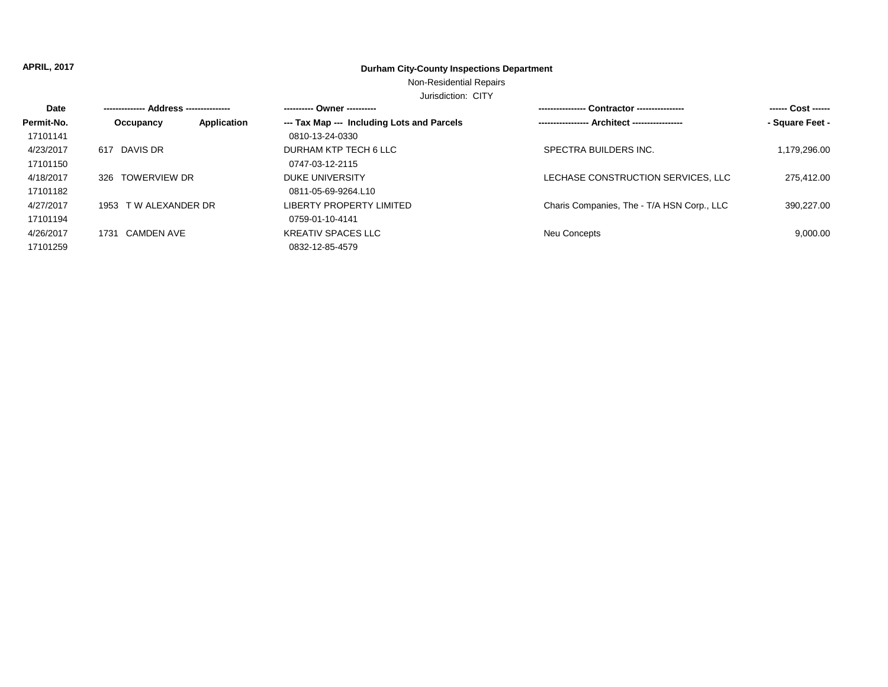**APRIL, 2017**

**Durham City-County Inspections Department**

Non-Residential Repairs

Jurisdiction: CITY

| Date<br>Permit-No. | ---- Address ----<br>Occupancy | Application | ---- Owner ----<br>--- Tax Map --- Including Lots and Parcels | ---- Contractor ----<br>---- Architect ---- | ------ Cost ------<br>- Square Feet - |
|---|---|---|---|---|---|
| 17101141 | | | 0810-13-24-0330 | | |
| 4/23/2017 | 617 DAVIS DR | | DURHAM KTP TECH 6 LLC | SPECTRA BUILDERS INC. | 1,179,296.00 |
| 17101150 | | | 0747-03-12-2115 | | |
| 4/18/2017 | 326 TOWERVIEW DR | | DUKE UNIVERSITY | LECHASE CONSTRUCTION SERVICES, LLC | 275,412.00 |
| 17101182 | | | 0811-05-69-9264.L10 | | |
| 4/27/2017 | 1953 T W ALEXANDER DR | | LIBERTY PROPERTY LIMITED | Charis Companies, The - T/A HSN Corp., LLC | 390,227.00 |
| 17101194 | | | 0759-01-10-4141 | | |
| 4/26/2017 | 1731 CAMDEN AVE | | KREATIV SPACES LLC | Neu Concepts | 9,000.00 |
| 17101259 | | | 0832-12-85-4579 | | |